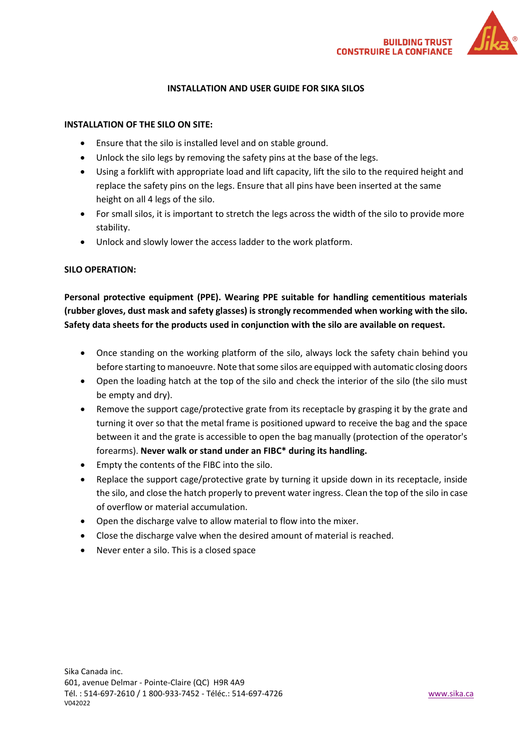# INSTALLATION AND USER GUIDE FOR SIKA SILOS

## INSTALLATION OF THE SILO ON SITE:

- Ensure that the silo is installed level and on stable ground.
- Unlock the silo legs by removing the safety pins at the base of the legs.
- Using a forklift with appropriate load and lift capacity, lift the silo to the required height and replace the safety pins on the legs. Ensure that all pins have been inserted at the same height on all 4 legs of the silo.
- For small silos, it is important to stretch the legs across the width of the silo to provide more stability.
- Unlock and slowly lower the access ladder to the work platform.

## SILO OPERATION:

**Personal protective equipment (PPE). Wearing PPE suitable for handling cementitious materials (rubber gloves, dust mask and safety glasses) is strongly recommended when working with the silo. Safety data sheets for the products used in conjunction with the silo are available on request.**

- Once standing on the working platform of the silo, always lock the safety chain behind you before starting to manoeuvre. Note that some silos are equipped with automatic closing doors
- Open the loading hatch at the top of the silo and check the interior of the silo (the silo must be empty and dry).
- Remove the support cage/protective grate from its receptacle by grasping it by the grate and turning it over so that the metal frame is positioned upward to receive the bag and the space between it and the grate is accessible to open the bag manually (protection of the operator's forearms). **Never walk or stand under an FIBC* during its handling.**
- Empty the contents of the FIBC into the silo.
- Replace the support cage/protective grate by turning it upside down in its receptacle, inside the silo, and close the hatch properly to prevent water ingress. Clean the top of the silo in case of overflow or material accumulation.
- Open the discharge valve to allow material to flow into the mixer.
- Close the discharge valve when the desired amount of material is reached.
- Never enter a silo. This is a closed space

Sika Canada inc.
601, avenue Delmar - Pointe-Claire (QC) H9R 4A9
Tél. : 514-697-2610 / 1 800-933-7452 - Téléc.: 514-697-4726
www.sika.ca
V042022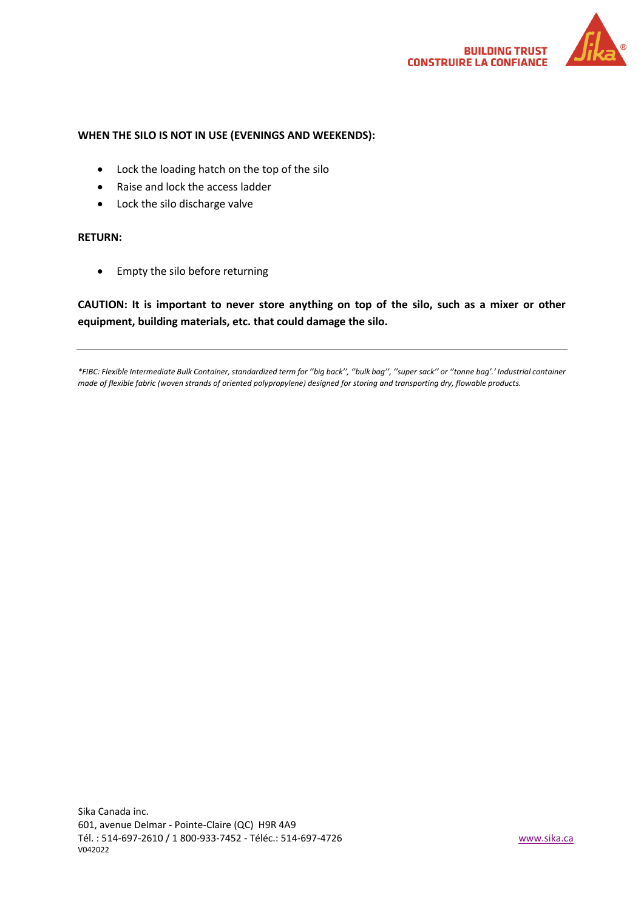**WHEN THE SILO IS NOT IN USE (EVENINGS AND WEEKENDS):**

- Lock the loading hatch on the top of the silo
- Raise and lock the access ladder
- Lock the silo discharge valve

**RETURN:**

- Empty the silo before returning

**CAUTION: It is important to never store anything on top of the silo, such as a mixer or other equipment, building materials, etc. that could damage the silo.**

---

*\*FIBC: Flexible Intermediate Bulk Container, standardized term for ''big back'', ''bulk bag'', ''super sack'' or ''tonne bag'.' Industrial container made of flexible fabric (woven strands of oriented polypropylene) designed for storing and transporting dry, flowable products.*

Sika Canada inc.
601, avenue Delmar - Pointe-Claire (QC) H9R 4A9
Tél. : 514-697-2610 / 1 800-933-7452 - Téléc.: 514-697-4726
V042022

www.sika.ca